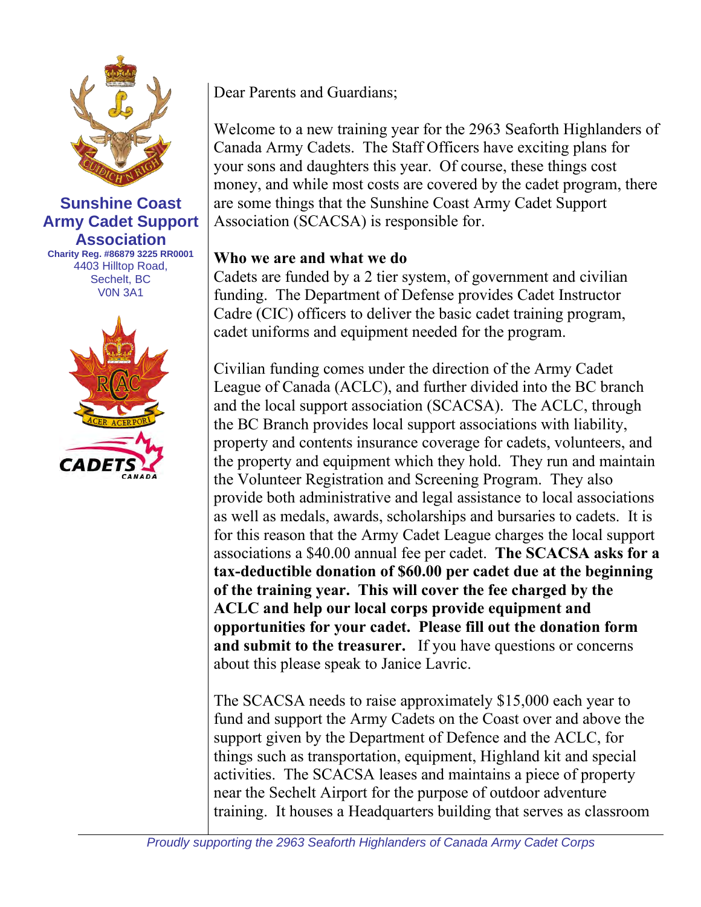**Sunshine Coast Army Cadet Support Association**

**Charity Reg. #86879 3225 RR0001**
4403 Hilltop Road,
Sechelt, BC
V0N 3A1

Dear Parents and Guardians;

Welcome to a new training year for the 2963 Seaforth Highlanders of Canada Army Cadets. The Staff Officers have exciting plans for your sons and daughters this year. Of course, these things cost money, and while most costs are covered by the cadet program, there are some things that the Sunshine Coast Army Cadet Support Association (SCACSA) is responsible for.

**Who we are and what we do**

Cadets are funded by a 2 tier system, of government and civilian funding. The Department of Defense provides Cadet Instructor Cadre (CIC) officers to deliver the basic cadet training program, cadet uniforms and equipment needed for the program.

Civilian funding comes under the direction of the Army Cadet League of Canada (ACLC), and further divided into the BC branch and the local support association (SCACSA). The ACLC, through the BC Branch provides local support associations with liability, property and contents insurance coverage for cadets, volunteers, and the property and equipment which they hold. They run and maintain the Volunteer Registration and Screening Program. They also provide both administrative and legal assistance to local associations as well as medals, awards, scholarships and bursaries to cadets. It is for this reason that the Army Cadet League charges the local support associations a $40.00 annual fee per cadet. **The SCACSA asks for a tax-deductible donation of $60.00 per cadet due at the beginning of the training year. This will cover the fee charged by the ACLC and help our local corps provide equipment and opportunities for your cadet. Please fill out the donation form and submit to the treasurer.** If you have questions or concerns about this please speak to Janice Lavric.

The SCACSA needs to raise approximately $15,000 each year to fund and support the Army Cadets on the Coast over and above the support given by the Department of Defence and the ACLC, for things such as transportation, equipment, Highland kit and special activities. The SCACSA leases and maintains a piece of property near the Sechelt Airport for the purpose of outdoor adventure training. It houses a Headquarters building that serves as classroom

*Proudly supporting the 2963 Seaforth Highlanders of Canada Army Cadet Corps*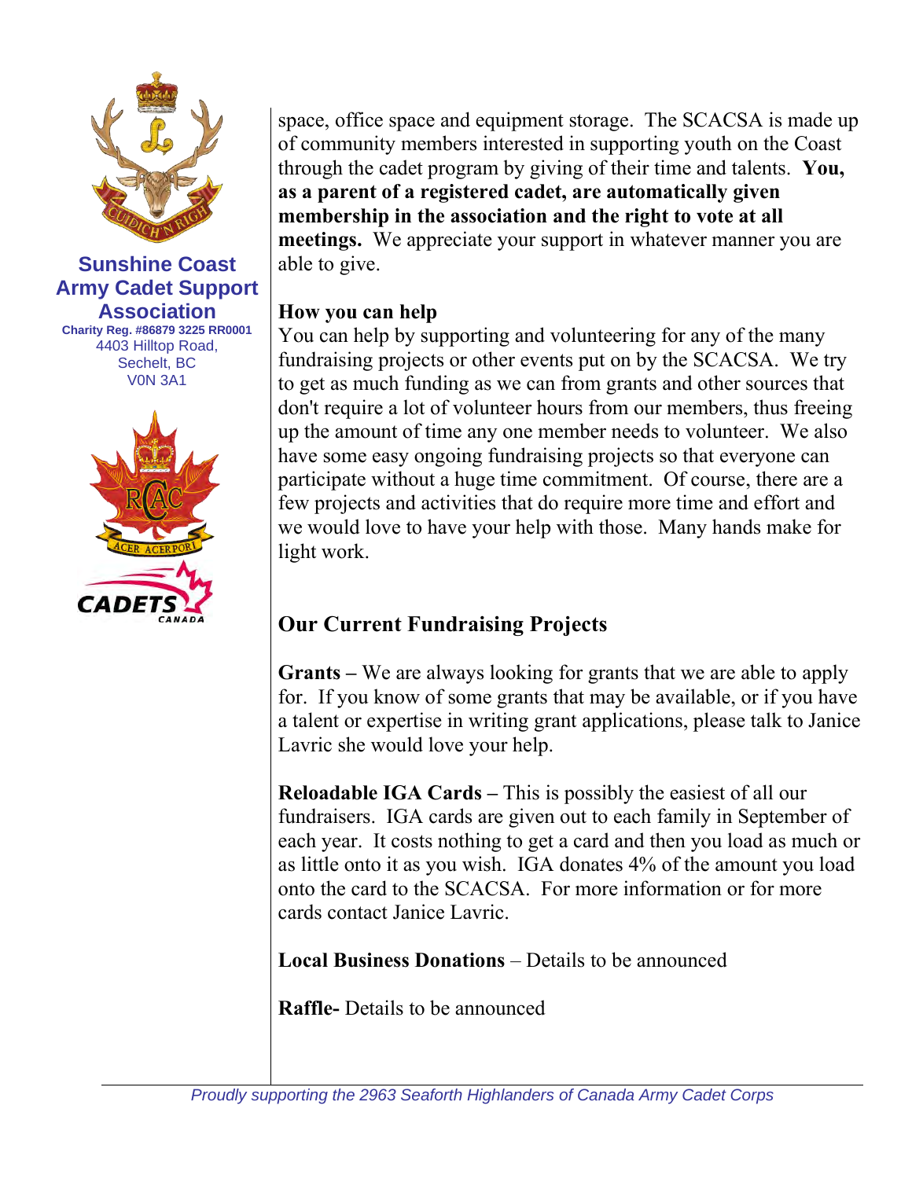**Sunshine Coast Army Cadet Support Association**

**Charity Reg. #86879 3225 RR0001**

4403 Hilltop Road,
Sechelt, BC
V0N 3A1

space, office space and equipment storage. The SCACSA is made up of community members interested in supporting youth on the Coast through the cadet program by giving of their time and talents. **You, as a parent of a registered cadet, are automatically given membership in the association and the right to vote at all meetings.** We appreciate your support in whatever manner you are able to give.

**How you can help**

You can help by supporting and volunteering for any of the many fundraising projects or other events put on by the SCACSA. We try to get as much funding as we can from grants and other sources that don't require a lot of volunteer hours from our members, thus freeing up the amount of time any one member needs to volunteer. We also have some easy ongoing fundraising projects so that everyone can participate without a huge time commitment. Of course, there are a few projects and activities that do require more time and effort and we would love to have your help with those. Many hands make for light work.

## Our Current Fundraising Projects

**Grants –** We are always looking for grants that we are able to apply for. If you know of some grants that may be available, or if you have a talent or expertise in writing grant applications, please talk to Janice Lavric she would love your help.

**Reloadable IGA Cards –** This is possibly the easiest of all our fundraisers. IGA cards are given out to each family in September of each year. It costs nothing to get a card and then you load as much or as little onto it as you wish. IGA donates 4% of the amount you load onto the card to the SCACSA. For more information or for more cards contact Janice Lavric.

**Local Business Donations** – Details to be announced

**Raffle-** Details to be announced

*Proudly supporting the 2963 Seaforth Highlanders of Canada Army Cadet Corps*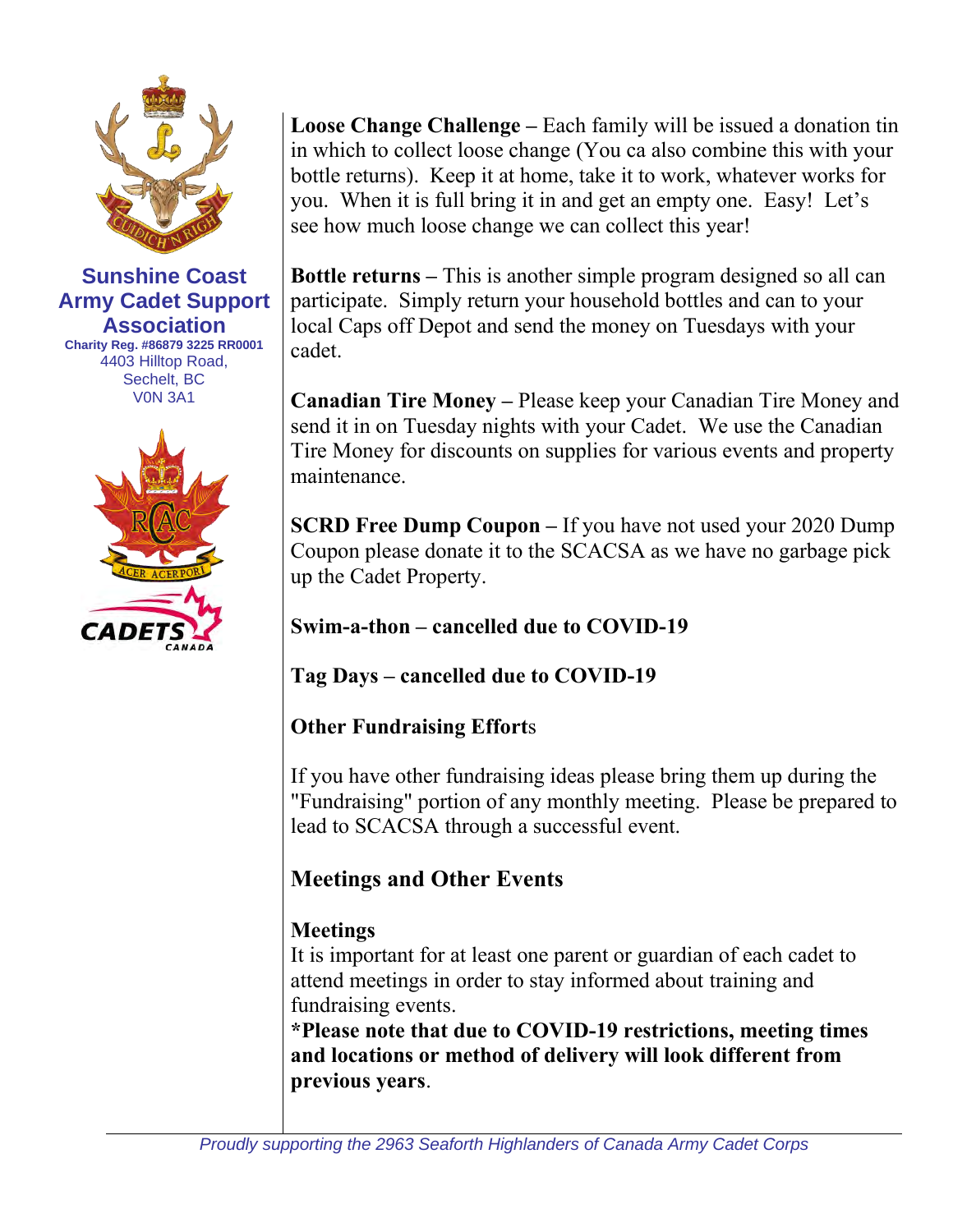**Sunshine Coast Army Cadet Support Association**
**Charity Reg. #86879 3225 RR0001**
4403 Hilltop Road,
Sechelt, BC
V0N 3A1

**Loose Change Challenge –** Each family will be issued a donation tin in which to collect loose change (You ca also combine this with your bottle returns). Keep it at home, take it to work, whatever works for you. When it is full bring it in and get an empty one. Easy! Let's see how much loose change we can collect this year!

**Bottle returns –** This is another simple program designed so all can participate. Simply return your household bottles and can to your local Caps off Depot and send the money on Tuesdays with your cadet.

**Canadian Tire Money –** Please keep your Canadian Tire Money and send it in on Tuesday nights with your Cadet. We use the Canadian Tire Money for discounts on supplies for various events and property maintenance.

**SCRD Free Dump Coupon –** If you have not used your 2020 Dump Coupon please donate it to the SCACSA as we have no garbage pick up the Cadet Property.

**Swim-a-thon – cancelled due to COVID-19**

**Tag Days – cancelled due to COVID-19**

**Other Fundraising Efforts**

If you have other fundraising ideas please bring them up during the "Fundraising" portion of any monthly meeting. Please be prepared to lead to SCACSA through a successful event.

## Meetings and Other Events

**Meetings**
It is important for at least one parent or guardian of each cadet to attend meetings in order to stay informed about training and fundraising events.
**\*Please note that due to COVID-19 restrictions, meeting times and locations or method of delivery will look different from previous years**.

*Proudly supporting the 2963 Seaforth Highlanders of Canada Army Cadet Corps*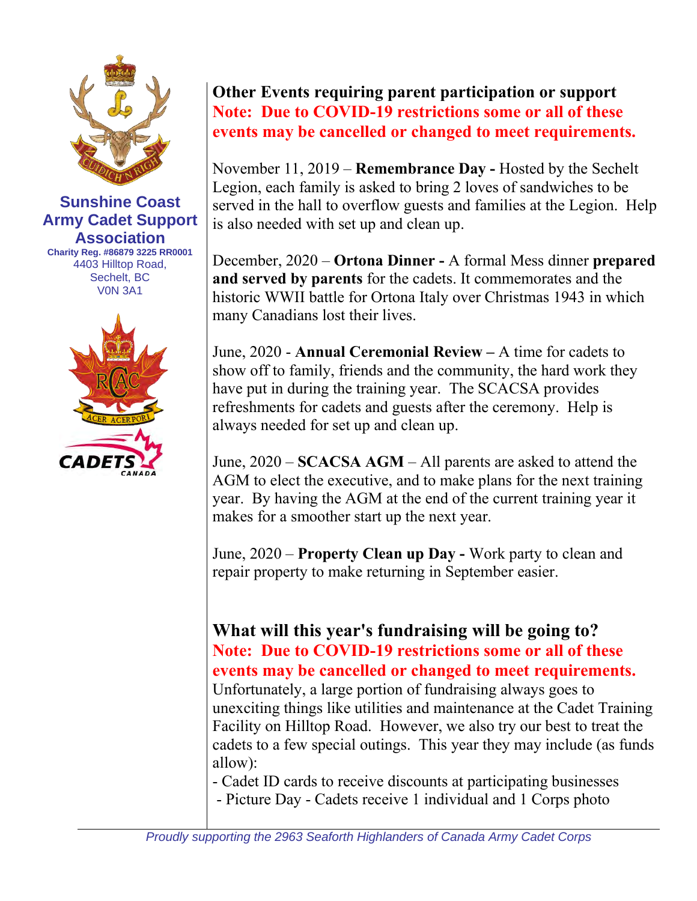**Sunshine Coast Army Cadet Support Association**
**Charity Reg. #86879 3225 RR0001**
4403 Hilltop Road,
Sechelt, BC
V0N 3A1

## Other Events requiring parent participation or support

**Note: Due to COVID-19 restrictions some or all of these events may be cancelled or changed to meet requirements.**

November 11, 2019 – **Remembrance Day -** Hosted by the Sechelt Legion, each family is asked to bring 2 loves of sandwiches to be served in the hall to overflow guests and families at the Legion. Help is also needed with set up and clean up.

December, 2020 – **Ortona Dinner -** A formal Mess dinner **prepared and served by parents** for the cadets. It commemorates and the historic WWII battle for Ortona Italy over Christmas 1943 in which many Canadians lost their lives.

June, 2020 - **Annual Ceremonial Review –** A time for cadets to show off to family, friends and the community, the hard work they have put in during the training year. The SCACSA provides refreshments for cadets and guests after the ceremony. Help is always needed for set up and clean up.

June, 2020 – **SCACSA AGM** – All parents are asked to attend the AGM to elect the executive, and to make plans for the next training year. By having the AGM at the end of the current training year it makes for a smoother start up the next year.

June, 2020 – **Property Clean up Day -** Work party to clean and repair property to make returning in September easier.

## What will this year's fundraising will be going to?

**Note: Due to COVID-19 restrictions some or all of these events may be cancelled or changed to meet requirements.**

Unfortunately, a large portion of fundraising always goes to unexciting things like utilities and maintenance at the Cadet Training Facility on Hilltop Road. However, we also try our best to treat the cadets to a few special outings. This year they may include (as funds allow):

- Cadet ID cards to receive discounts at participating businesses
- Picture Day - Cadets receive 1 individual and 1 Corps photo

*Proudly supporting the 2963 Seaforth Highlanders of Canada Army Cadet Corps*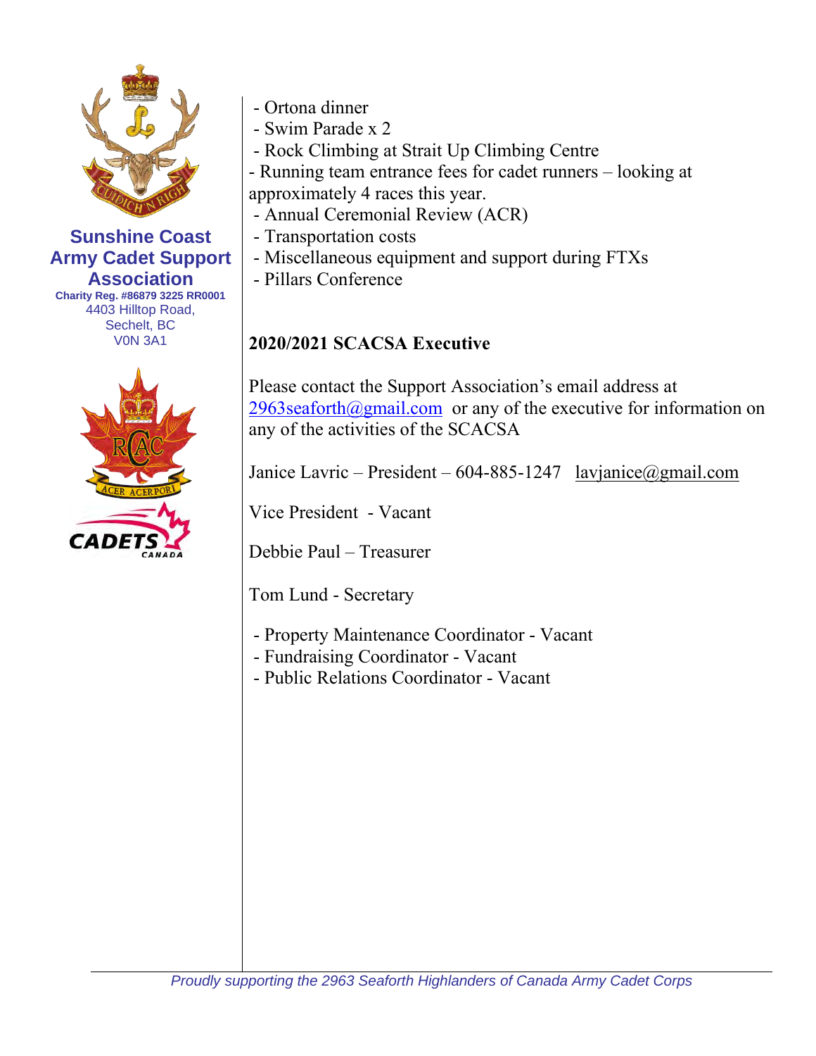**Sunshine Coast Army Cadet Support Association**

**Charity Reg. #86879 3225 RR0001**

4403 Hilltop Road,
Sechelt, BC
V0N 3A1

- Ortona dinner
- Swim Parade x 2
- Rock Climbing at Strait Up Climbing Centre
- Running team entrance fees for cadet runners – looking at approximately 4 races this year.
- Annual Ceremonial Review (ACR)
- Transportation costs
- Miscellaneous equipment and support during FTXs
- Pillars Conference

**2020/2021 SCACSA Executive**

Please contact the Support Association's email address at 2963seaforth@gmail.com or any of the executive for information on any of the activities of the SCACSA

Janice Lavric – President – 604-885-1247 lavjanice@gmail.com

Vice President - Vacant

Debbie Paul – Treasurer

Tom Lund - Secretary

- Property Maintenance Coordinator - Vacant
- Fundraising Coordinator - Vacant
- Public Relations Coordinator - Vacant

*Proudly supporting the 2963 Seaforth Highlanders of Canada Army Cadet Corps*